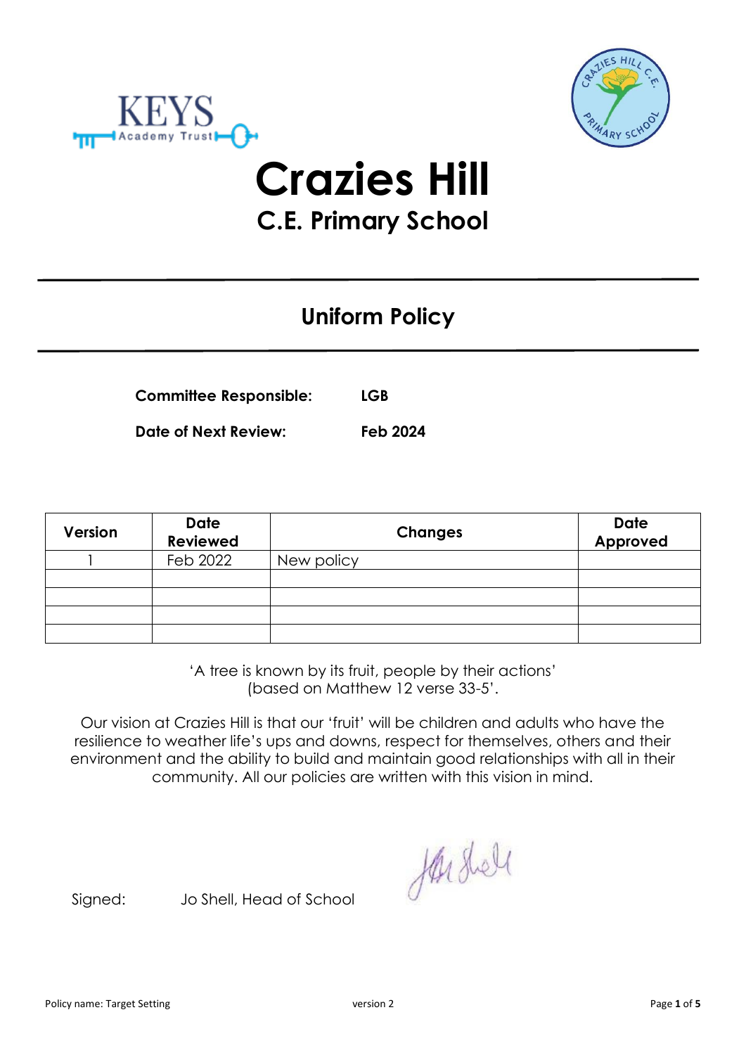# Crazies Hill

## C.E. Primary School

## Uniform Policy

**Committee Responsible:** **LGB**

**Date of Next Review:** **Feb 2024**

| Version | Date Reviewed | Changes | Date Approved |
| --- | --- | --- | --- |
| 1 | Feb 2022 | New policy | |
| | | | |
| | | | |
| | | | |
| | | | |

'A tree is known by its fruit, people by their actions'
(based on Matthew 12 verse 33-5'.

Our vision at Crazies Hill is that our 'fruit' will be children and adults who have the resilience to weather life's ups and downs, respect for themselves, others and their environment and the ability to build and maintain good relationships with all in their community. All our policies are written with this vision in mind.

Signed: Jo Shell, Head of School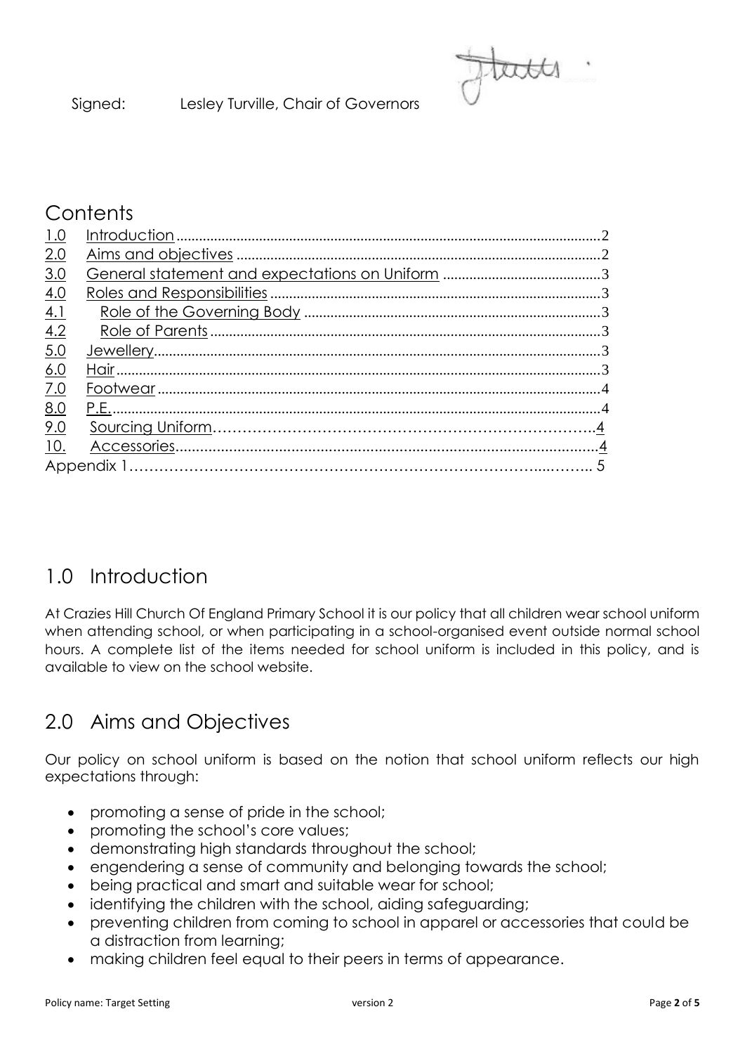Signed: Lesley Turville, Chair of Governors

# Contents

| | | |
|---|---|---|
| 1.0 | Introduction | 2 |
| 2.0 | Aims and objectives | 2 |
| 3.0 | General statement and expectations on Uniform | 3 |
| 4.0 | Roles and Responsibilities | 3 |
| 4.1 | Role of the Governing Body | 3 |
| 4.2 | Role of Parents | 3 |
| 5.0 | Jewellery | 3 |
| 6.0 | Hair | 3 |
| 7.0 | Footwear | 4 |
| 8.0 | P.E. | 4 |
| 9.0 | Sourcing Uniform | 4 |
| 10. | Accessories | 4 |
| Appendix 1 | | 5 |

## 1.0 Introduction

At Crazies Hill Church Of England Primary School it is our policy that all children wear school uniform when attending school, or when participating in a school-organised event outside normal school hours. A complete list of the items needed for school uniform is included in this policy, and is available to view on the school website.

## 2.0 Aims and Objectives

Our policy on school uniform is based on the notion that school uniform reflects our high expectations through:

- promoting a sense of pride in the school;
- promoting the school's core values;
- demonstrating high standards throughout the school;
- engendering a sense of community and belonging towards the school;
- being practical and smart and suitable wear for school;
- identifying the children with the school, aiding safeguarding;
- preventing children from coming to school in apparel or accessories that could be a distraction from learning;
- making children feel equal to their peers in terms of appearance.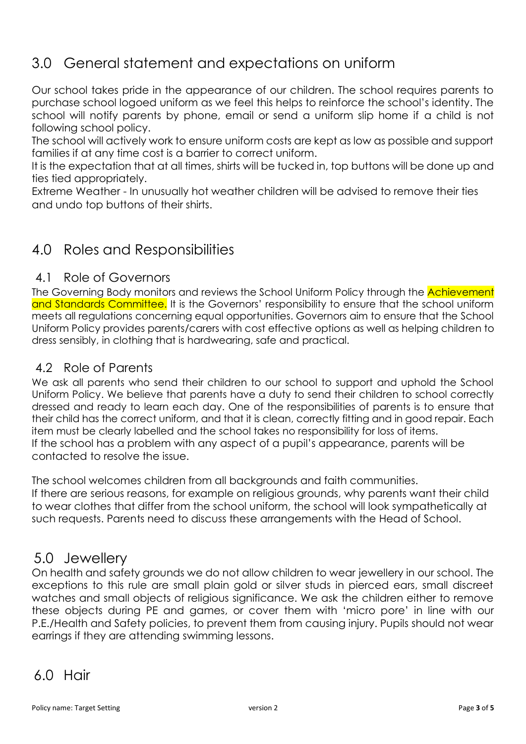## 3.0 General statement and expectations on uniform

Our school takes pride in the appearance of our children. The school requires parents to purchase school logoed uniform as we feel this helps to reinforce the school's identity. The school will notify parents by phone, email or send a uniform slip home if a child is not following school policy.

The school will actively work to ensure uniform costs are kept as low as possible and support families if at any time cost is a barrier to correct uniform.

It is the expectation that at all times, shirts will be tucked in, top buttons will be done up and ties tied appropriately.

Extreme Weather - In unusually hot weather children will be advised to remove their ties and undo top buttons of their shirts.

## 4.0 Roles and Responsibilities

### 4.1 Role of Governors

The Governing Body monitors and reviews the School Uniform Policy through the Achievement and Standards Committee. It is the Governors' responsibility to ensure that the school uniform meets all regulations concerning equal opportunities. Governors aim to ensure that the School Uniform Policy provides parents/carers with cost effective options as well as helping children to dress sensibly, in clothing that is hardwearing, safe and practical.

### 4.2 Role of Parents

We ask all parents who send their children to our school to support and uphold the School Uniform Policy. We believe that parents have a duty to send their children to school correctly dressed and ready to learn each day. One of the responsibilities of parents is to ensure that their child has the correct uniform, and that it is clean, correctly fitting and in good repair. Each item must be clearly labelled and the school takes no responsibility for loss of items.

If the school has a problem with any aspect of a pupil's appearance, parents will be contacted to resolve the issue.

The school welcomes children from all backgrounds and faith communities.

If there are serious reasons, for example on religious grounds, why parents want their child to wear clothes that differ from the school uniform, the school will look sympathetically at such requests. Parents need to discuss these arrangements with the Head of School.

## 5.0 Jewellery

On health and safety grounds we do not allow children to wear jewellery in our school. The exceptions to this rule are small plain gold or silver studs in pierced ears, small discreet watches and small objects of religious significance. We ask the children either to remove these objects during PE and games, or cover them with 'micro pore' in line with our P.E./Health and Safety policies, to prevent them from causing injury. Pupils should not wear earrings if they are attending swimming lessons.

## 6.0 Hair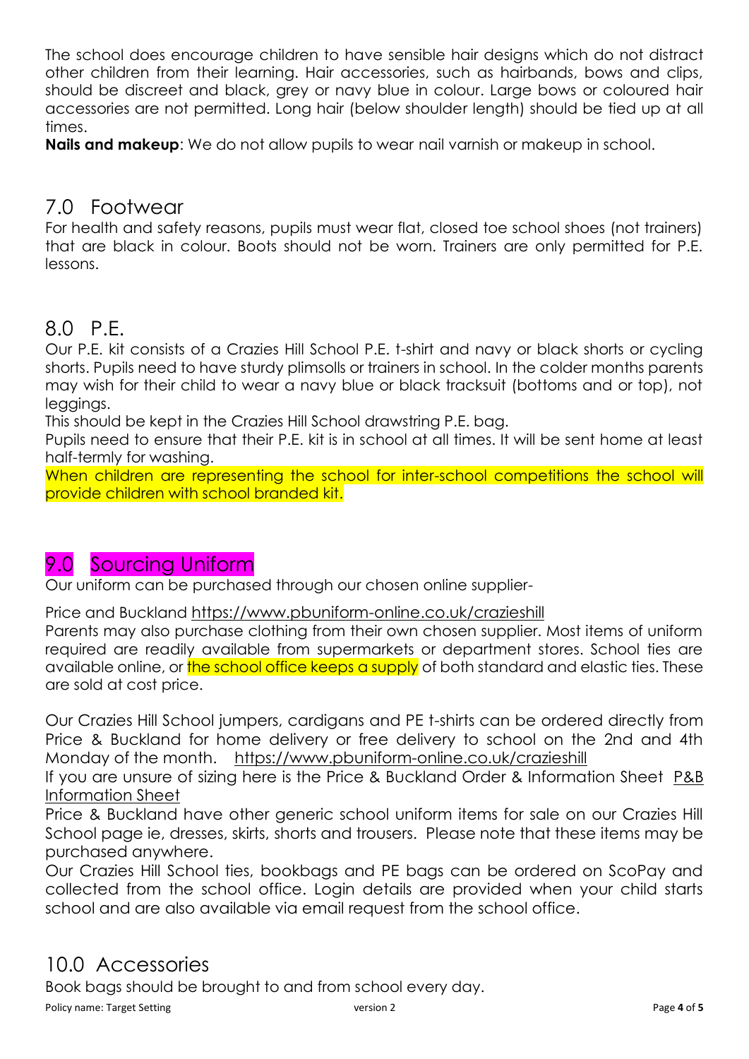The school does encourage children to have sensible hair designs which do not distract other children from their learning. Hair accessories, such as hairbands, bows and clips, should be discreet and black, grey or navy blue in colour. Large bows or coloured hair accessories are not permitted. Long hair (below shoulder length) should be tied up at all times.

**Nails and makeup**: We do not allow pupils to wear nail varnish or makeup in school.

## 7.0 Footwear

For health and safety reasons, pupils must wear flat, closed toe school shoes (not trainers) that are black in colour. Boots should not be worn. Trainers are only permitted for P.E. lessons.

## 8.0 P.E.

Our P.E. kit consists of a Crazies Hill School P.E. t-shirt and navy or black shorts or cycling shorts. Pupils need to have sturdy plimsolls or trainers in school. In the colder months parents may wish for their child to wear a navy blue or black tracksuit (bottoms and or top), not leggings.

This should be kept in the Crazies Hill School drawstring P.E. bag.

Pupils need to ensure that their P.E. kit is in school at all times. It will be sent home at least half-termly for washing.

When children are representing the school for inter-school competitions the school will provide children with school branded kit.

## 9.0 Sourcing Uniform

Our uniform can be purchased through our chosen online supplier-

Price and Buckland https://www.pbuniform-online.co.uk/crazieshill

Parents may also purchase clothing from their own chosen supplier. Most items of uniform required are readily available from supermarkets or department stores. School ties are available online, or the school office keeps a supply of both standard and elastic ties. These are sold at cost price.

Our Crazies Hill School jumpers, cardigans and PE t-shirts can be ordered directly from Price & Buckland for home delivery or free delivery to school on the 2nd and 4th Monday of the month. https://www.pbuniform-online.co.uk/crazieshill

If you are unsure of sizing here is the Price & Buckland Order & Information Sheet P&B Information Sheet

Price & Buckland have other generic school uniform items for sale on our Crazies Hill School page ie, dresses, skirts, shorts and trousers. Please note that these items may be purchased anywhere.

Our Crazies Hill School ties, bookbags and PE bags can be ordered on ScoPay and collected from the school office. Login details are provided when your child starts school and are also available via email request from the school office.

## 10.0 Accessories

Book bags should be brought to and from school every day.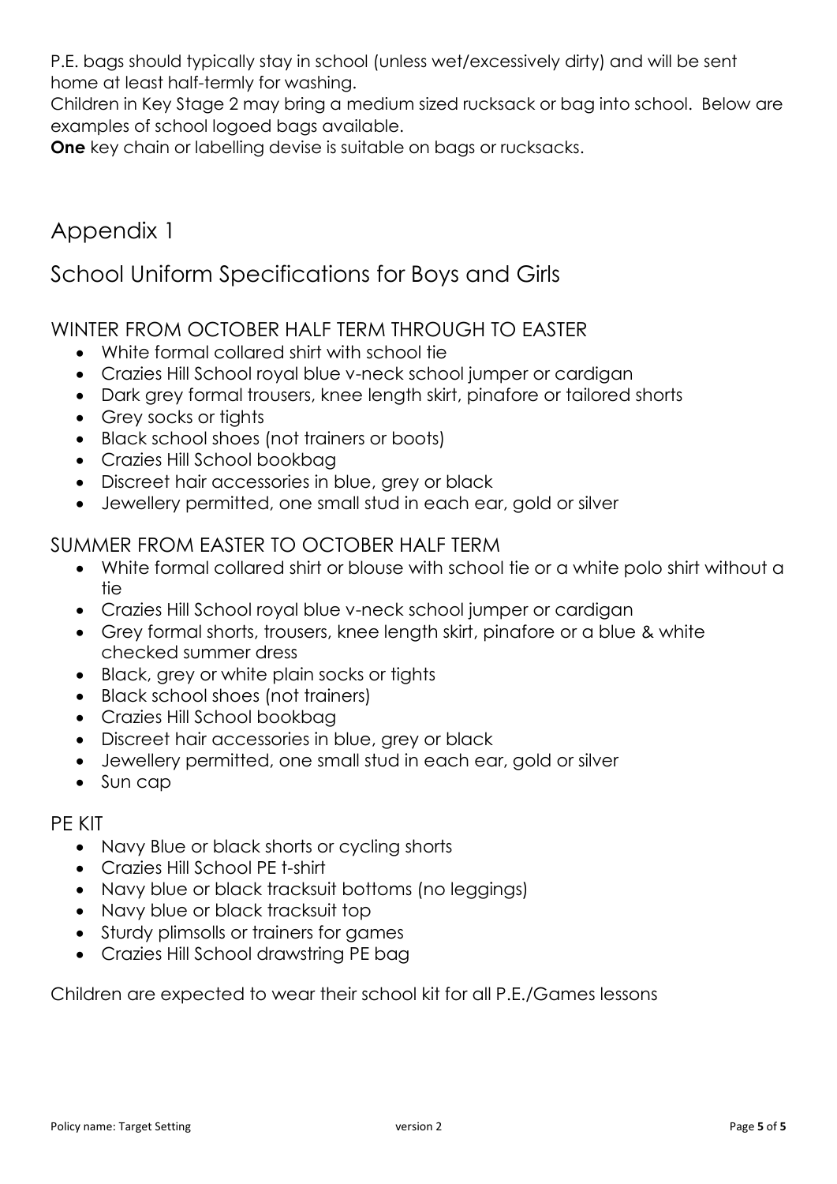P.E. bags should typically stay in school (unless wet/excessively dirty) and will be sent home at least half-termly for washing.

Children in Key Stage 2 may bring a medium sized rucksack or bag into school. Below are examples of school logoed bags available.

**One** key chain or labelling devise is suitable on bags or rucksacks.

# Appendix 1

## School Uniform Specifications for Boys and Girls

### WINTER FROM OCTOBER HALF TERM THROUGH TO EASTER

- White formal collared shirt with school tie
- Crazies Hill School royal blue v-neck school jumper or cardigan
- Dark grey formal trousers, knee length skirt, pinafore or tailored shorts
- Grey socks or tights
- Black school shoes (not trainers or boots)
- Crazies Hill School bookbag
- Discreet hair accessories in blue, grey or black
- Jewellery permitted, one small stud in each ear, gold or silver

### SUMMER FROM EASTER TO OCTOBER HALF TERM

- White formal collared shirt or blouse with school tie or a white polo shirt without a tie
- Crazies Hill School royal blue v-neck school jumper or cardigan
- Grey formal shorts, trousers, knee length skirt, pinafore or a blue & white checked summer dress
- Black, grey or white plain socks or tights
- Black school shoes (not trainers)
- Crazies Hill School bookbag
- Discreet hair accessories in blue, grey or black
- Jewellery permitted, one small stud in each ear, gold or silver
- Sun cap

### PE KIT

- Navy Blue or black shorts or cycling shorts
- Crazies Hill School PE t-shirt
- Navy blue or black tracksuit bottoms (no leggings)
- Navy blue or black tracksuit top
- Sturdy plimsolls or trainers for games
- Crazies Hill School drawstring PE bag

Children are expected to wear their school kit for all P.E./Games lessons